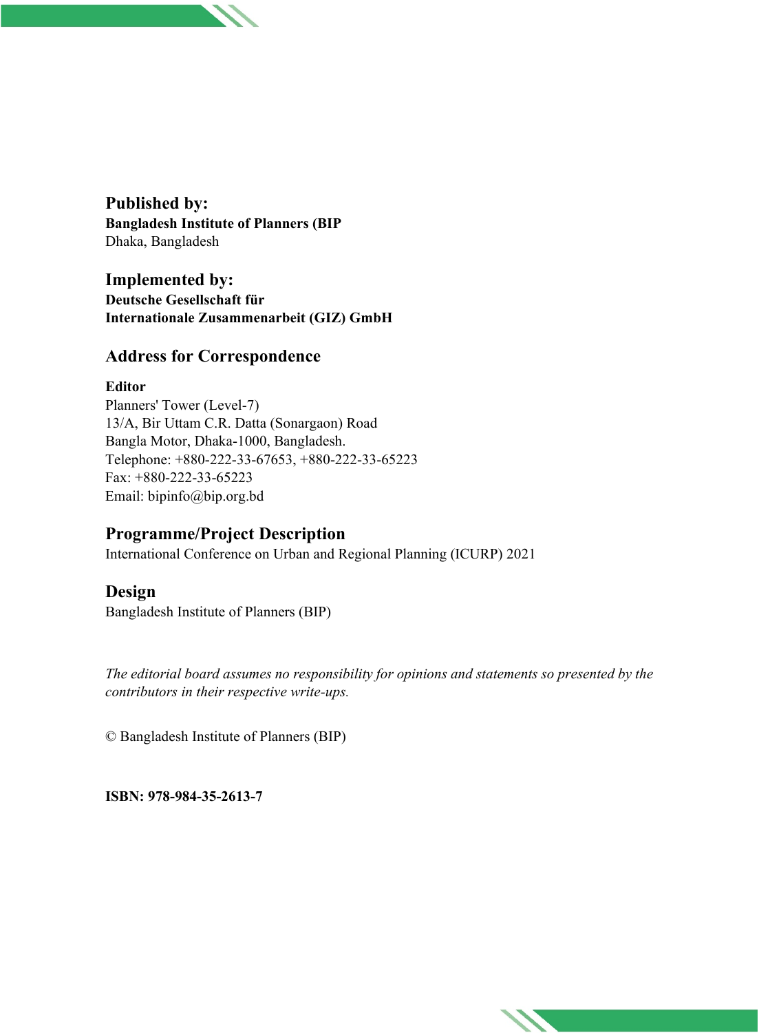## Published by:

**Bangladesh Institute of Planners (BIP**

Dhaka, Bangladesh

## Implemented by:

**Deutsche Gesellschaft für**
**Internationale Zusammenarbeit (GIZ) GmbH**

## Address for Correspondence

**Editor**

Planners' Tower (Level-7)
13/A, Bir Uttam C.R. Datta (Sonargaon) Road
Bangla Motor, Dhaka-1000, Bangladesh.
Telephone: +880-222-33-67653, +880-222-33-65223
Fax: +880-222-33-65223
Email: bipinfo@bip.org.bd

## Programme/Project Description

International Conference on Urban and Regional Planning (ICURP) 2021

## Design

Bangladesh Institute of Planners (BIP)

*The editorial board assumes no responsibility for opinions and statements so presented by the contributors in their respective write-ups.*

© Bangladesh Institute of Planners (BIP)

**ISBN: 978-984-35-2613-7**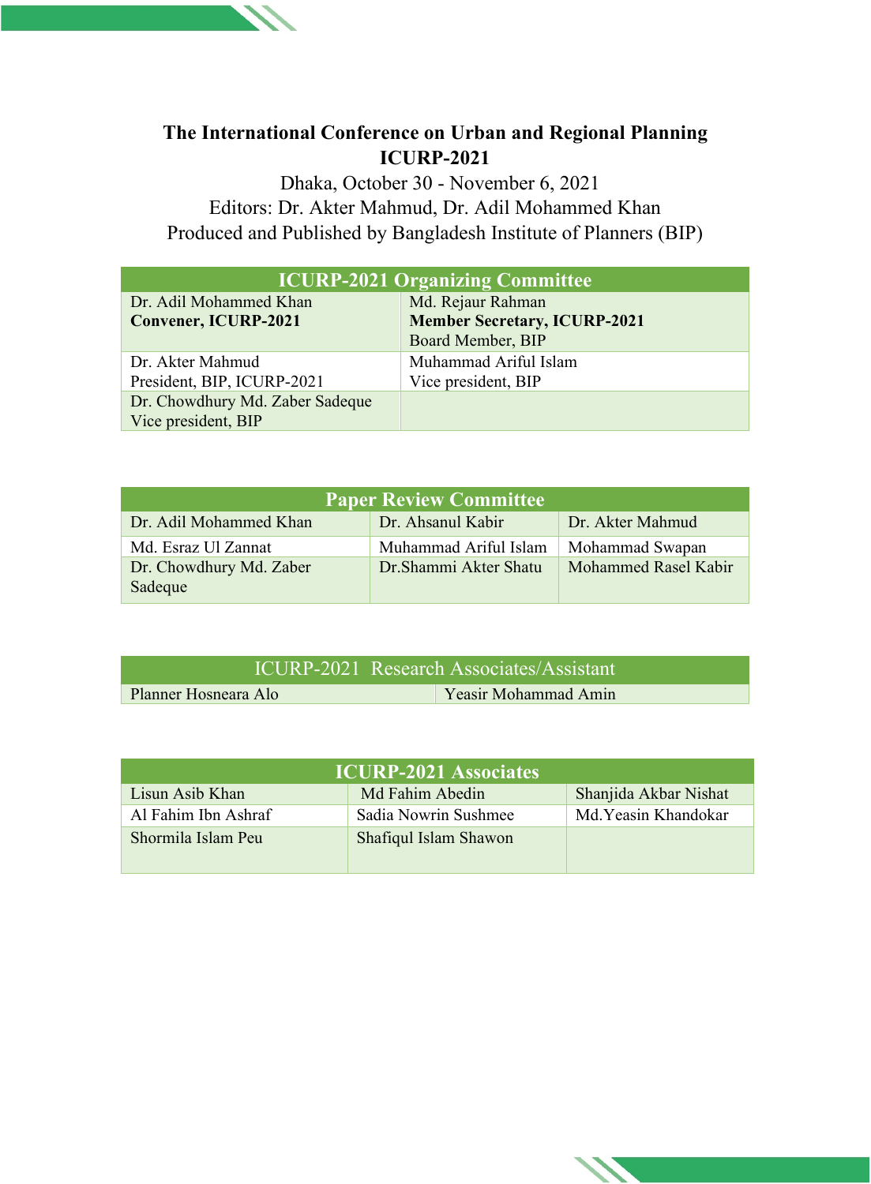**The International Conference on Urban and Regional Planning**
**ICURP-2021**

Dhaka, October 30 - November 6, 2021
Editors: Dr. Akter Mahmud, Dr. Adil Mohammed Khan
Produced and Published by Bangladesh Institute of Planners (BIP)

| ICURP-2021 Organizing Committee | |
|---|---|
| Dr. Adil Mohammed Khan<br>**Convener, ICURP-2021** | Md. Rejaur Rahman<br>**Member Secretary, ICURP-2021**<br>Board Member, BIP |
| Dr. Akter Mahmud<br>President, BIP, ICURP-2021 | Muhammad Ariful Islam<br>Vice president, BIP |
| Dr. Chowdhury Md. Zaber Sadeque<br>Vice president, BIP | |

| Paper Review Committee | | |
|---|---|---|
| Dr. Adil Mohammed Khan | Dr. Ahsanul Kabir | Dr. Akter Mahmud |
| Md. Esraz Ul Zannat | Muhammad Ariful Islam | Mohammad Swapan |
| Dr. Chowdhury Md. Zaber Sadeque | Dr.Shammi Akter Shatu | Mohammed Rasel Kabir |

| ICURP-2021 Research Associates/Assistant | |
|---|---|
| Planner Hosneara Alo | Yeasir Mohammad Amin |

| ICURP-2021 Associates | | |
|---|---|---|
| Lisun Asib Khan | Md Fahim Abedin | Shanjida Akbar Nishat |
| Al Fahim Ibn Ashraf | Sadia Nowrin Sushmee | Md.Yeasin Khandokar |
| Shormila Islam Peu | Shafiqul Islam Shawon | |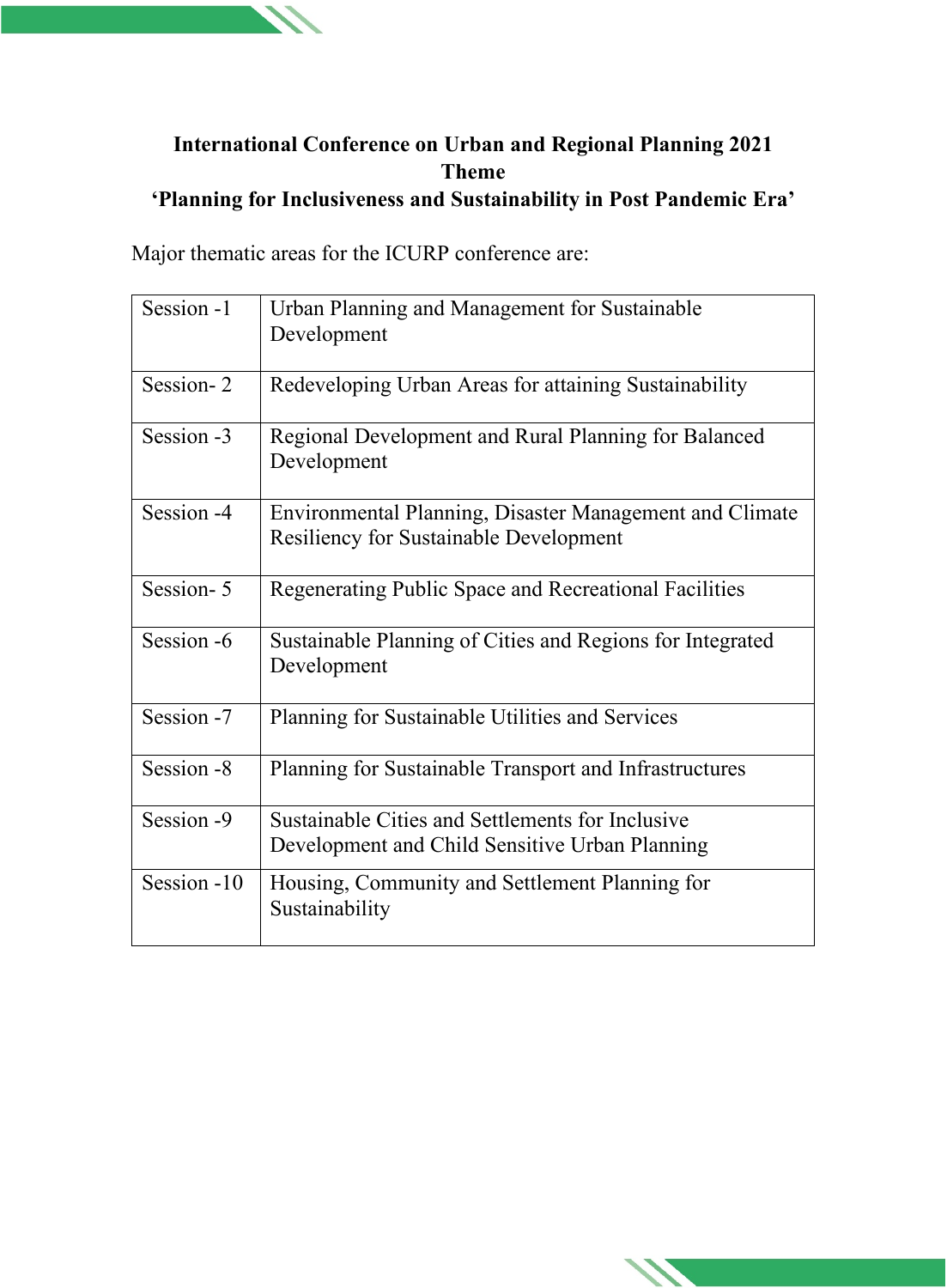**International Conference on Urban and Regional Planning 2021**
**Theme**
**'Planning for Inclusiveness and Sustainability in Post Pandemic Era'**

Major thematic areas for the ICURP conference are:

| Session | Thematic Area |
| --- | --- |
| Session -1 | Urban Planning and Management for Sustainable Development |
| Session- 2 | Redeveloping Urban Areas for attaining Sustainability |
| Session -3 | Regional Development and Rural Planning for Balanced Development |
| Session -4 | Environmental Planning, Disaster Management and Climate Resiliency for Sustainable Development |
| Session- 5 | Regenerating Public Space and Recreational Facilities |
| Session -6 | Sustainable Planning of Cities and Regions for Integrated Development |
| Session -7 | Planning for Sustainable Utilities and Services |
| Session -8 | Planning for Sustainable Transport and Infrastructures |
| Session -9 | Sustainable Cities and Settlements for Inclusive Development and Child Sensitive Urban Planning |
| Session -10 | Housing, Community and Settlement Planning for Sustainability |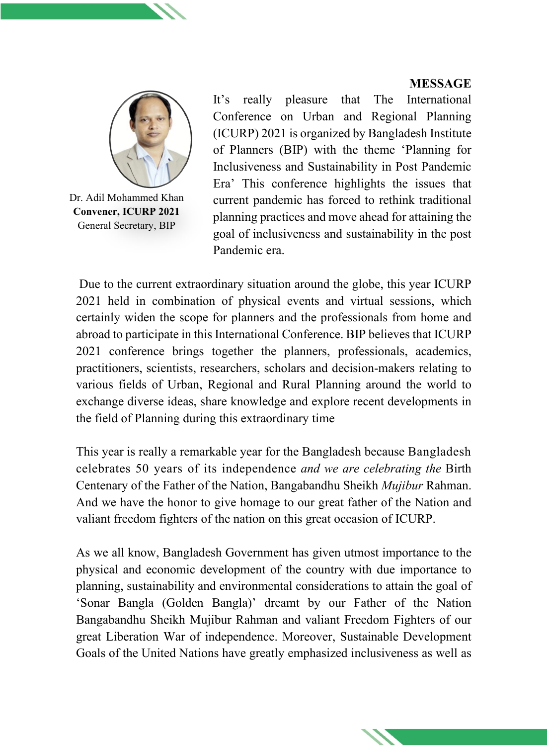**MESSAGE**

Dr. Adil Mohammed Khan
**Convener, ICURP 2021**
General Secretary, BIP

It's really pleasure that The International Conference on Urban and Regional Planning (ICURP) 2021 is organized by Bangladesh Institute of Planners (BIP) with the theme 'Planning for Inclusiveness and Sustainability in Post Pandemic Era' This conference highlights the issues that current pandemic has forced to rethink traditional planning practices and move ahead for attaining the goal of inclusiveness and sustainability in the post Pandemic era.

Due to the current extraordinary situation around the globe, this year ICURP 2021 held in combination of physical events and virtual sessions, which certainly widen the scope for planners and the professionals from home and abroad to participate in this International Conference. BIP believes that ICURP 2021 conference brings together the planners, professionals, academics, practitioners, scientists, researchers, scholars and decision-makers relating to various fields of Urban, Regional and Rural Planning around the world to exchange diverse ideas, share knowledge and explore recent developments in the field of Planning during this extraordinary time

This year is really a remarkable year for the Bangladesh because Bangladesh celebrates 50 years of its independence *and we are celebrating the* Birth Centenary of the Father of the Nation, Bangabandhu Sheikh *Mujibur* Rahman. And we have the honor to give homage to our great father of the Nation and valiant freedom fighters of the nation on this great occasion of ICURP.

As we all know, Bangladesh Government has given utmost importance to the physical and economic development of the country with due importance to planning, sustainability and environmental considerations to attain the goal of 'Sonar Bangla (Golden Bangla)' dreamt by our Father of the Nation Bangabandhu Sheikh Mujibur Rahman and valiant Freedom Fighters of our great Liberation War of independence. Moreover, Sustainable Development Goals of the United Nations have greatly emphasized inclusiveness as well as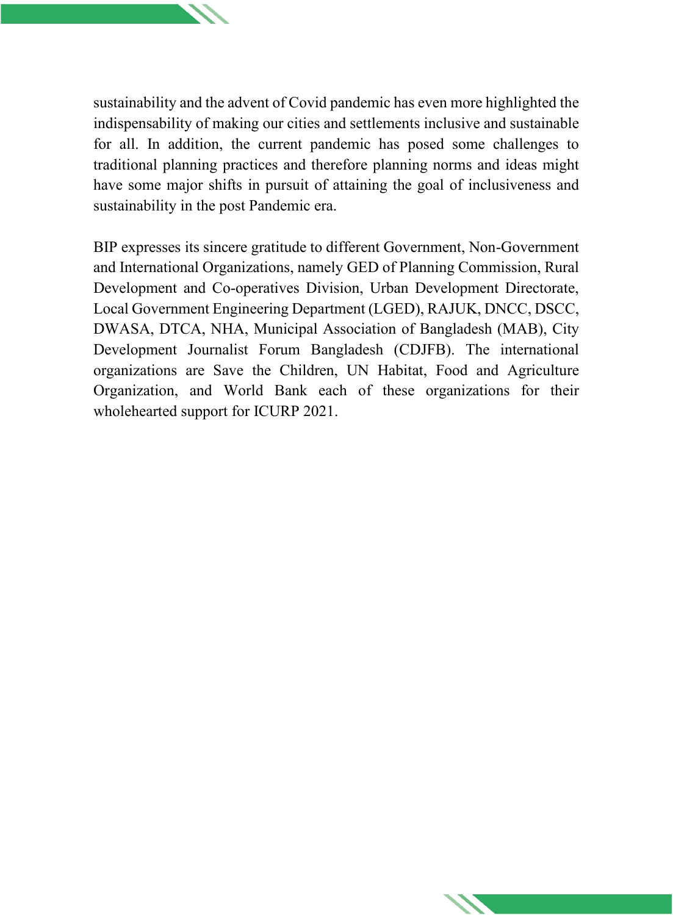sustainability and the advent of Covid pandemic has even more highlighted the indispensability of making our cities and settlements inclusive and sustainable for all. In addition, the current pandemic has posed some challenges to traditional planning practices and therefore planning norms and ideas might have some major shifts in pursuit of attaining the goal of inclusiveness and sustainability in the post Pandemic era.

BIP expresses its sincere gratitude to different Government, Non-Government and International Organizations, namely GED of Planning Commission, Rural Development and Co-operatives Division, Urban Development Directorate, Local Government Engineering Department (LGED), RAJUK, DNCC, DSCC, DWASA, DTCA, NHA, Municipal Association of Bangladesh (MAB), City Development Journalist Forum Bangladesh (CDJFB). The international organizations are Save the Children, UN Habitat, Food and Agriculture Organization, and World Bank each of these organizations for their wholehearted support for ICURP 2021.